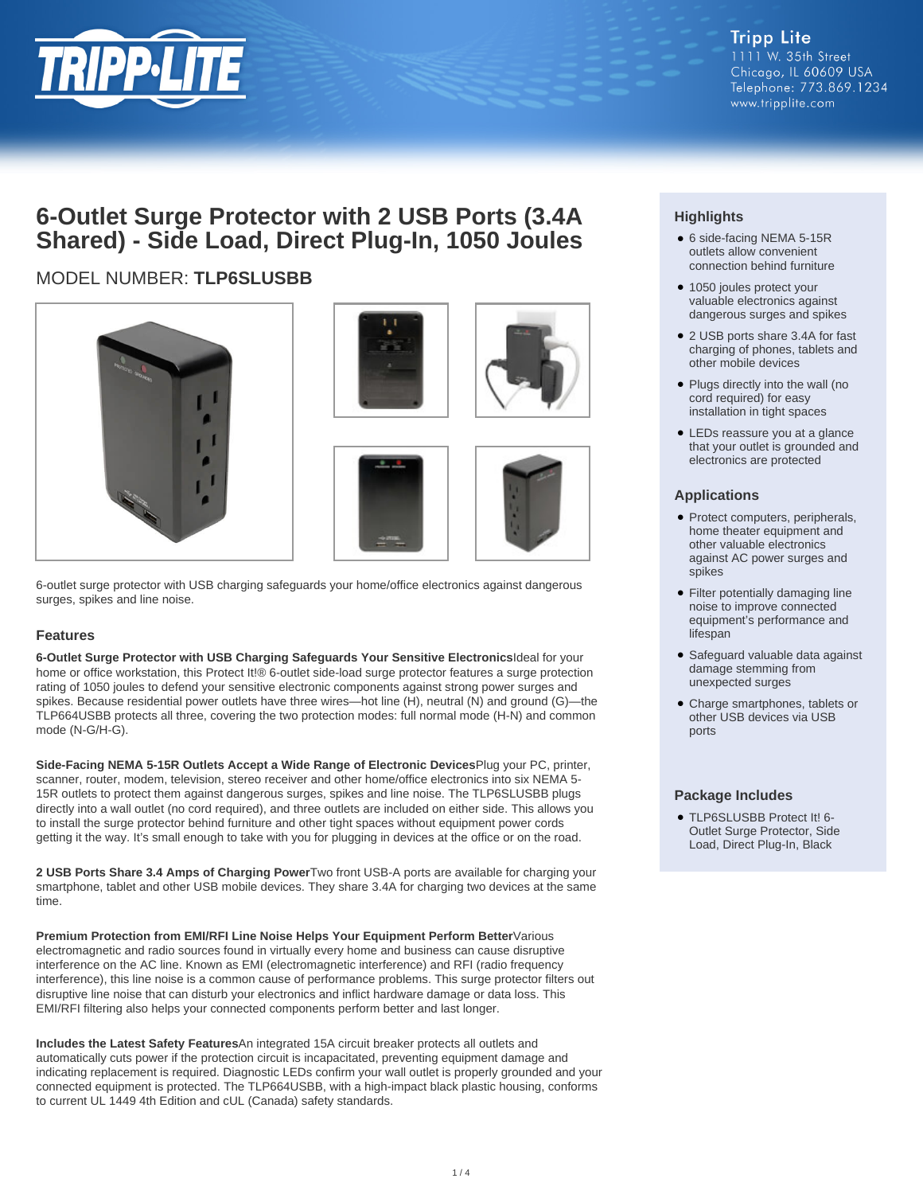Tripp Lite
1111 W. 35th Street
Chicago, IL 60609 USA
Telephone: 773.869.1234
www.tripplite.com

# 6-Outlet Surge Protector with 2 USB Ports (3.4A Shared) - Side Load, Direct Plug-In, 1050 Joules

## MODEL NUMBER: **TLP6SLUSBB**

6-outlet surge protector with USB charging safeguards your home/office electronics against dangerous surges, spikes and line noise.

## Highlights

- 6 side-facing NEMA 5-15R outlets allow convenient connection behind furniture
- 1050 joules protect your valuable electronics against dangerous surges and spikes
- 2 USB ports share 3.4A for fast charging of phones, tablets and other mobile devices
- Plugs directly into the wall (no cord required) for easy installation in tight spaces
- LEDs reassure you at a glance that your outlet is grounded and electronics are protected

## Applications

- Protect computers, peripherals, home theater equipment and other valuable electronics against AC power surges and spikes
- Filter potentially damaging line noise to improve connected equipment's performance and lifespan
- Safeguard valuable data against damage stemming from unexpected surges
- Charge smartphones, tablets or other USB devices via USB ports

## Package Includes

- TLP6SLUSBB Protect It! 6-Outlet Surge Protector, Side Load, Direct Plug-In, Black

## Features

**6-Outlet Surge Protector with USB Charging Safeguards Your Sensitive Electronics**Ideal for your home or office workstation, this Protect It!® 6-outlet side-load surge protector features a surge protection rating of 1050 joules to defend your sensitive electronic components against strong power surges and spikes. Because residential power outlets have three wires—hot line (H), neutral (N) and ground (G)—the TLP664USBB protects all three, covering the two protection modes: full normal mode (H-N) and common mode (N-G/H-G).

**Side-Facing NEMA 5-15R Outlets Accept a Wide Range of Electronic Devices**Plug your PC, printer, scanner, router, modem, television, stereo receiver and other home/office electronics into six NEMA 5-15R outlets to protect them against dangerous surges, spikes and line noise. The TLP6SLUSBB plugs directly into a wall outlet (no cord required), and three outlets are included on either side. This allows you to install the surge protector behind furniture and other tight spaces without equipment power cords getting it the way. It's small enough to take with you for plugging in devices at the office or on the road.

**2 USB Ports Share 3.4 Amps of Charging Power**Two front USB-A ports are available for charging your smartphone, tablet and other USB mobile devices. They share 3.4A for charging two devices at the same time.

**Premium Protection from EMI/RFI Line Noise Helps Your Equipment Perform Better**Various electromagnetic and radio sources found in virtually every home and business can cause disruptive interference on the AC line. Known as EMI (electromagnetic interference) and RFI (radio frequency interference), this line noise is a common cause of performance problems. This surge protector filters out disruptive line noise that can disturb your electronics and inflict hardware damage or data loss. This EMI/RFI filtering also helps your connected components perform better and last longer.

**Includes the Latest Safety Features**An integrated 15A circuit breaker protects all outlets and automatically cuts power if the protection circuit is incapacitated, preventing equipment damage and indicating replacement is required. Diagnostic LEDs confirm your wall outlet is properly grounded and your connected equipment is protected. The TLP664USBB, with a high-impact black plastic housing, conforms to current UL 1449 4th Edition and cUL (Canada) safety standards.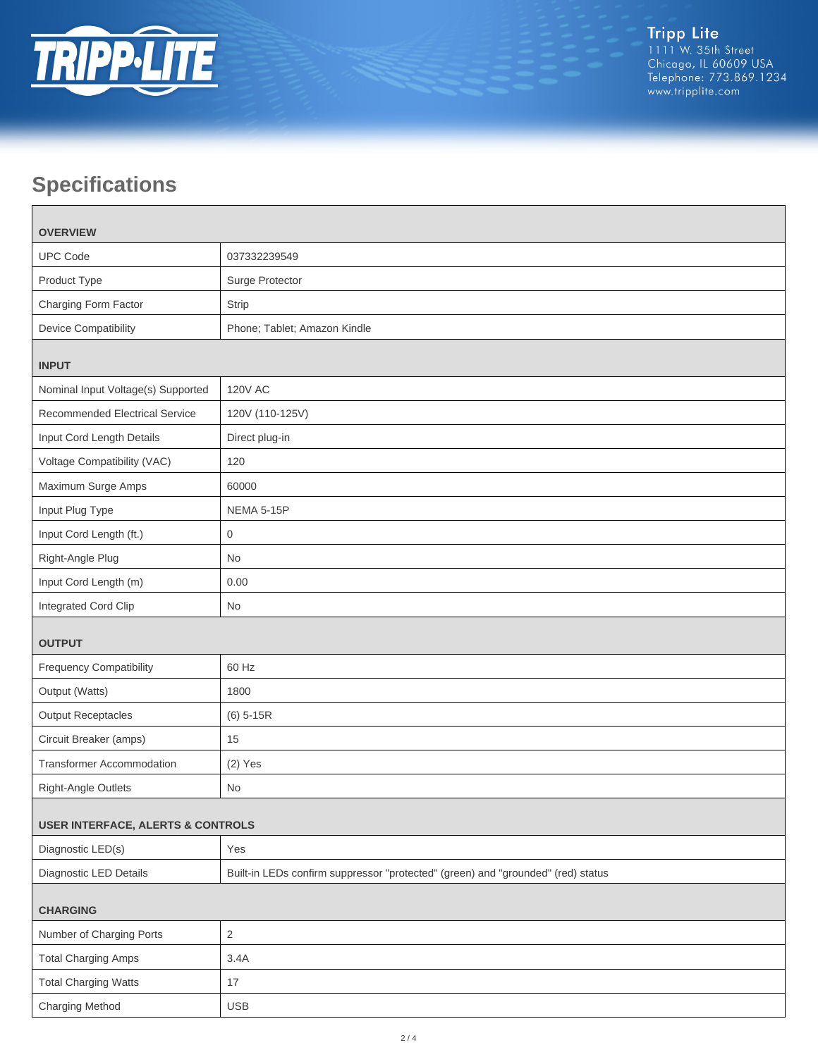## Specifications

| OVERVIEW | |
|---|---|
| UPC Code | 037332239549 |
| Product Type | Surge Protector |
| Charging Form Factor | Strip |
| Device Compatibility | Phone; Tablet; Amazon Kindle |
| **INPUT** | |
| Nominal Input Voltage(s) Supported | 120V AC |
| Recommended Electrical Service | 120V (110-125V) |
| Input Cord Length Details | Direct plug-in |
| Voltage Compatibility (VAC) | 120 |
| Maximum Surge Amps | 60000 |
| Input Plug Type | NEMA 5-15P |
| Input Cord Length (ft.) | 0 |
| Right-Angle Plug | No |
| Input Cord Length (m) | 0.00 |
| Integrated Cord Clip | No |
| **OUTPUT** | |
| Frequency Compatibility | 60 Hz |
| Output (Watts) | 1800 |
| Output Receptacles | (6) 5-15R |
| Circuit Breaker (amps) | 15 |
| Transformer Accommodation | (2) Yes |
| Right-Angle Outlets | No |
| **USER INTERFACE, ALERTS & CONTROLS** | |
| Diagnostic LED(s) | Yes |
| Diagnostic LED Details | Built-in LEDs confirm suppressor "protected" (green) and "grounded" (red) status |
| **CHARGING** | |
| Number of Charging Ports | 2 |
| Total Charging Amps | 3.4A |
| Total Charging Watts | 17 |
| Charging Method | USB |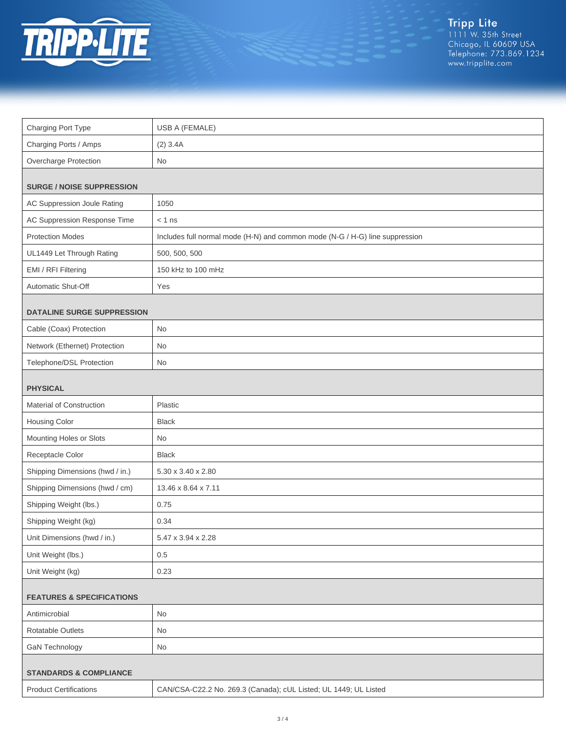| Charging Port Type | USB A (FEMALE) |
| --- | --- |
| Charging Ports / Amps | (2) 3.4A |
| Overcharge Protection | No |
| **SURGE / NOISE SUPPRESSION** | |
| AC Suppression Joule Rating | 1050 |
| AC Suppression Response Time | < 1 ns |
| Protection Modes | Includes full normal mode (H-N) and common mode (N-G / H-G) line suppression |
| UL1449 Let Through Rating | 500, 500, 500 |
| EMI / RFI Filtering | 150 kHz to 100 mHz |
| Automatic Shut-Off | Yes |
| **DATALINE SURGE SUPPRESSION** | |
| Cable (Coax) Protection | No |
| Network (Ethernet) Protection | No |
| Telephone/DSL Protection | No |
| **PHYSICAL** | |
| Material of Construction | Plastic |
| Housing Color | Black |
| Mounting Holes or Slots | No |
| Receptacle Color | Black |
| Shipping Dimensions (hwd / in.) | 5.30 x 3.40 x 2.80 |
| Shipping Dimensions (hwd / cm) | 13.46 x 8.64 x 7.11 |
| Shipping Weight (lbs.) | 0.75 |
| Shipping Weight (kg) | 0.34 |
| Unit Dimensions (hwd / in.) | 5.47 x 3.94 x 2.28 |
| Unit Weight (lbs.) | 0.5 |
| Unit Weight (kg) | 0.23 |
| **FEATURES & SPECIFICATIONS** | |
| Antimicrobial | No |
| Rotatable Outlets | No |
| GaN Technology | No |
| **STANDARDS & COMPLIANCE** | |
| Product Certifications | CAN/CSA-C22.2 No. 269.3 (Canada); cUL Listed; UL 1449; UL Listed |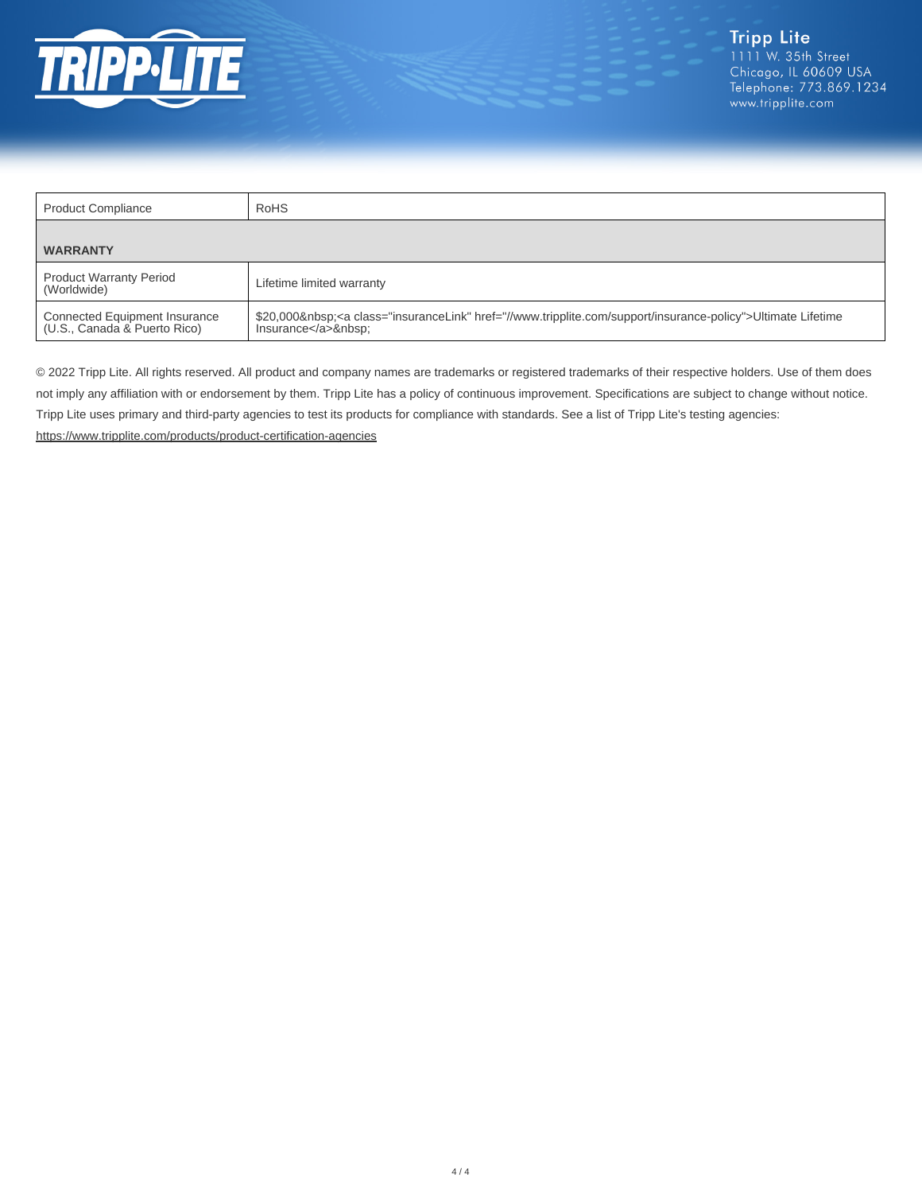| | |
|---|---|
| Product Compliance | RoHS |
| **WARRANTY** | |
| Product Warranty Period (Worldwide) | Lifetime limited warranty |
| Connected Equipment Insurance (U.S., Canada & Puerto Rico) | $20,000&nbsp;<a class="insuranceLink" href="//www.tripplite.com/support/insurance-policy">Ultimate Lifetime Insurance</a>&nbsp; |

© 2022 Tripp Lite. All rights reserved. All product and company names are trademarks or registered trademarks of their respective holders. Use of them does not imply any affiliation with or endorsement by them. Tripp Lite has a policy of continuous improvement. Specifications are subject to change without notice. Tripp Lite uses primary and third-party agencies to test its products for compliance with standards. See a list of Tripp Lite's testing agencies: https://www.tripplite.com/products/product-certification-agencies